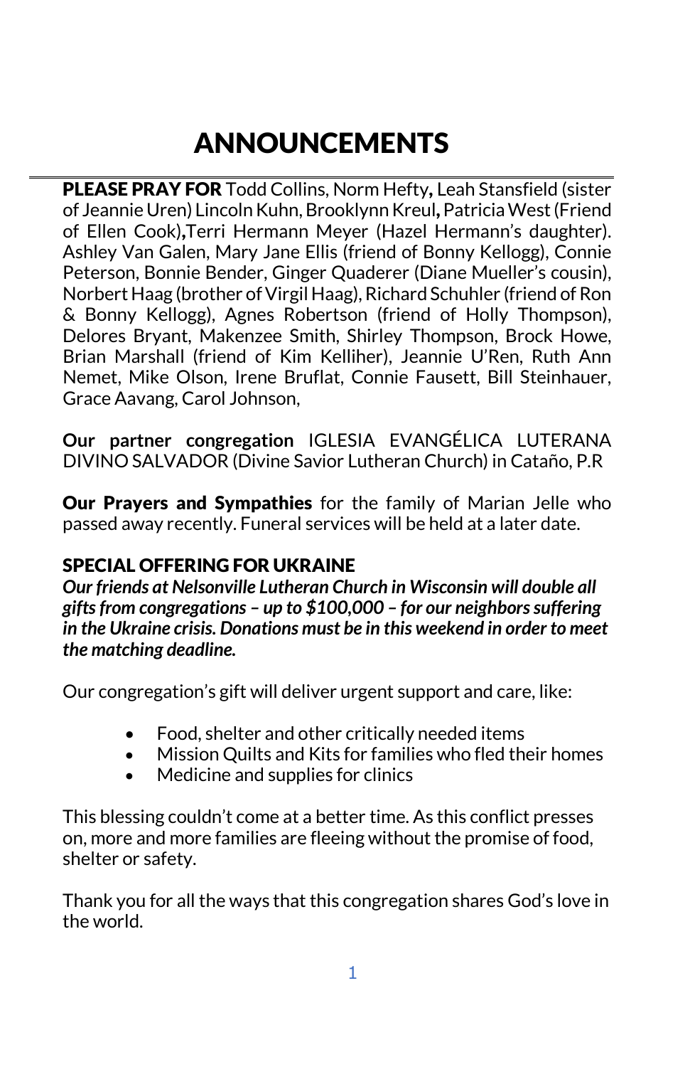# ANNOUNCEMENTS

**PLEASE PRAY FOR** Todd Collins, Norm Hefty**,** Leah Stansfield (sister of Jeannie Uren) Lincoln Kuhn, Brooklynn Kreul**,** Patricia West (Friend of Ellen Cook)**,**Terri Hermann Meyer (Hazel Hermann's daughter). Ashley Van Galen, Mary Jane Ellis (friend of Bonny Kellogg), Connie Peterson, Bonnie Bender, Ginger Quaderer (Diane Mueller's cousin), Norbert Haag (brother of Virgil Haag), Richard Schuhler (friend of Ron & Bonny Kellogg), Agnes Robertson (friend of Holly Thompson), Delores Bryant, Makenzee Smith, Shirley Thompson, Brock Howe, Brian Marshall (friend of Kim Kelliher), Jeannie U'Ren, Ruth Ann Nemet, Mike Olson, Irene Bruflat, Connie Fausett, Bill Steinhauer, Grace Aavang, Carol Johnson,

**Our partner congregation** IGLESIA EVANGÉLICA LUTERANA DIVINO SALVADOR (Divine Savior Lutheran Church) in Cataño, P.R

**Our Prayers and Sympathies** for the family of Marian Jelle who passed away recently. Funeral services will be held at a later date.

## SPECIAL OFFERING FOR UKRAINE

***Our friends at Nelsonville Lutheran Church in Wisconsin will double all gifts from congregations – up to $100,000 – for our neighbors suffering in the Ukraine crisis. Donations must be in this weekend in order to meet the matching deadline.***

Our congregation's gift will deliver urgent support and care, like:

- Food, shelter and other critically needed items
- Mission Quilts and Kits for families who fled their homes
- Medicine and supplies for clinics

This blessing couldn't come at a better time. As this conflict presses on, more and more families are fleeing without the promise of food, shelter or safety.

Thank you for all the ways that this congregation shares God's love in the world.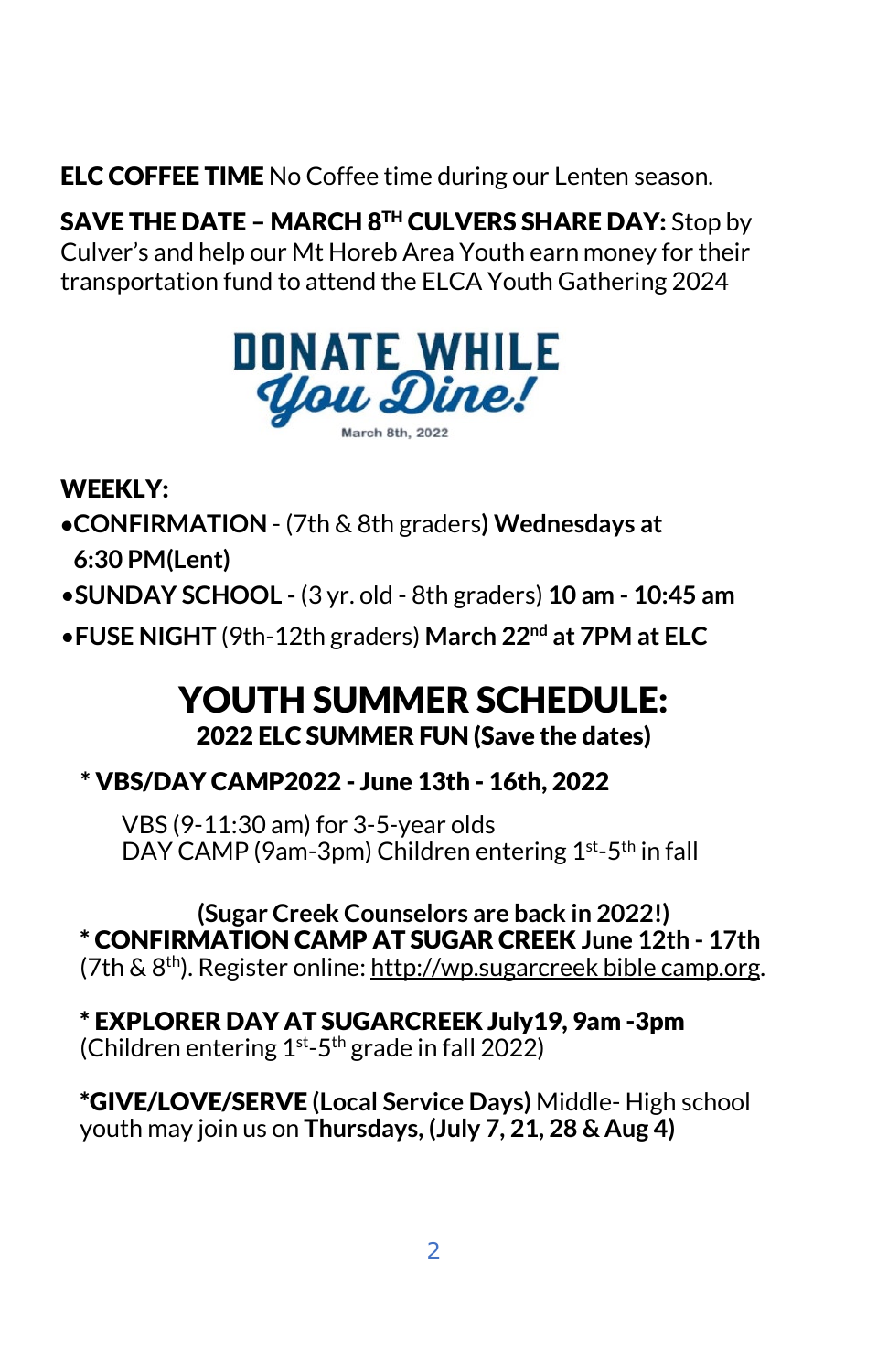**ELC COFFEE TIME** No Coffee time during our Lenten season.

**SAVE THE DATE – MARCH 8$^{TH}$ CULVERS SHARE DAY:** Stop by Culver's and help our Mt Horeb Area Youth earn money for their transportation fund to attend the ELCA Youth Gathering 2024

DONATE WHILE You Dine!
March 8th, 2022

**WEEKLY:**

- **CONFIRMATION** - (7th & 8th graders**) Wednesdays at 6:30 PM(Lent)**
- **SUNDAY SCHOOL -** (3 yr. old - 8th graders) **10 am - 10:45 am**
- **FUSE NIGHT** (9th-12th graders) **March 22$^{nd}$ at 7PM at ELC**

# YOUTH SUMMER SCHEDULE:

## 2022 ELC SUMMER FUN (Save the dates)

**\* VBS/DAY CAMP2022 - June 13th - 16th, 2022**

VBS (9-11:30 am) for 3-5-year olds
DAY CAMP (9am-3pm) Children entering 1$^{st}$-5$^{th}$ in fall

**(Sugar Creek Counselors are back in 2022!)**
**\* CONFIRMATION CAMP AT SUGAR CREEK June 12th - 17th**
(7th & 8$^{th}$). Register online: http://wp.sugarcreek bible camp.org.

**\* EXPLORER DAY AT SUGARCREEK July19, 9am -3pm**
(Children entering 1$^{st}$-5$^{th}$ grade in fall 2022)

**\*GIVE/LOVE/SERVE (Local Service Days)** Middle- High school youth may join us on **Thursdays, (July 7, 21, 28 & Aug 4)**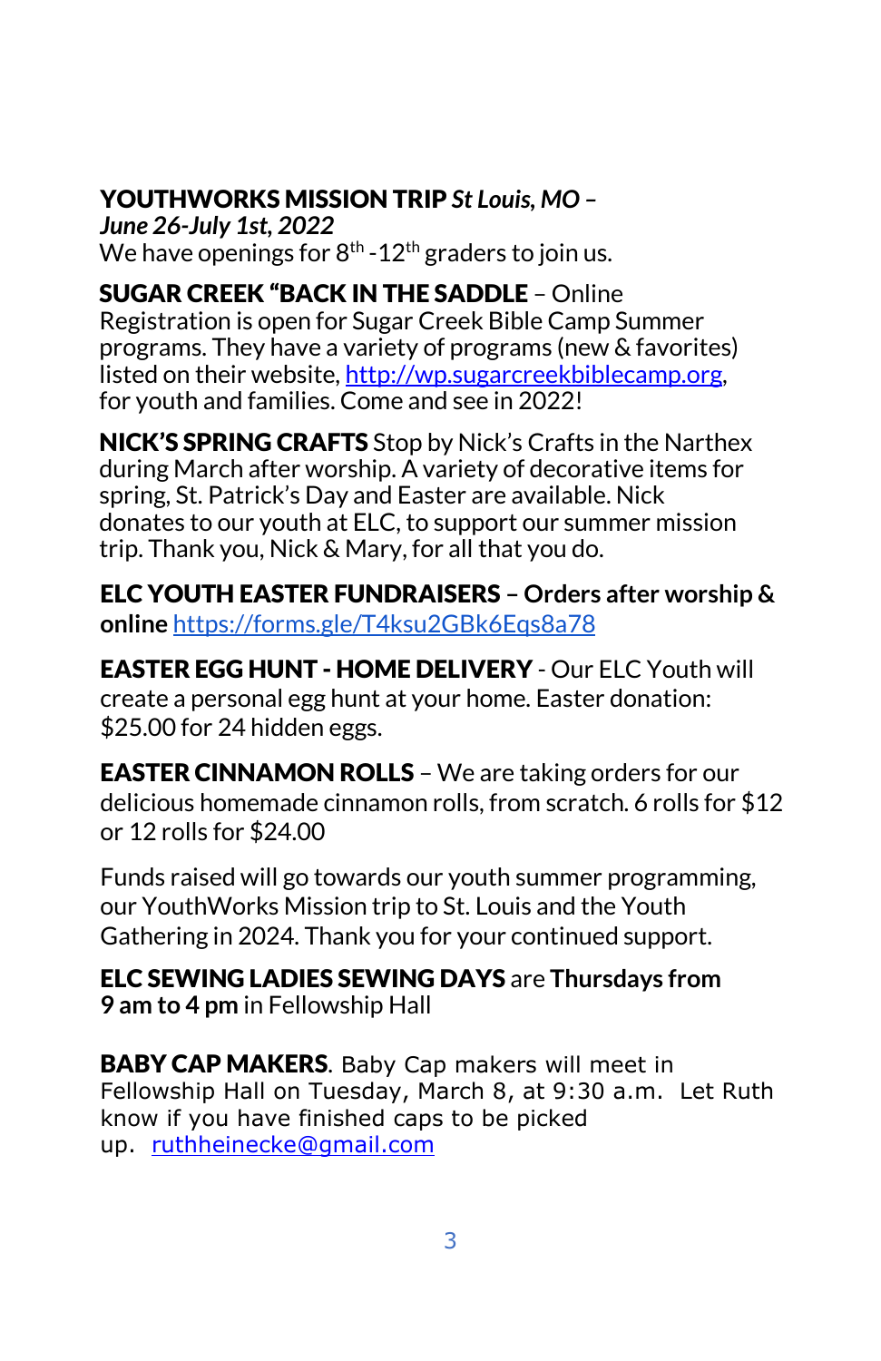**YOUTHWORKS MISSION TRIP** ***St Louis, MO – June 26-July 1st, 2022***
We have openings for 8th -12th graders to join us.

**SUGAR CREEK "BACK IN THE SADDLE** – Online Registration is open for Sugar Creek Bible Camp Summer programs. They have a variety of programs (new & favorites) listed on their website, http://wp.sugarcreekbiblecamp.org, for youth and families. Come and see in 2022!

**NICK'S SPRING CRAFTS** Stop by Nick's Crafts in the Narthex during March after worship. A variety of decorative items for spring, St. Patrick's Day and Easter are available. Nick donates to our youth at ELC, to support our summer mission trip. Thank you, Nick & Mary, for all that you do.

**ELC YOUTH EASTER FUNDRAISERS – Orders after worship & online** https://forms.gle/T4ksu2GBk6Eqs8a78

**EASTER EGG HUNT - HOME DELIVERY** - Our ELC Youth will create a personal egg hunt at your home. Easter donation: $25.00 for 24 hidden eggs.

**EASTER CINNAMON ROLLS** – We are taking orders for our delicious homemade cinnamon rolls, from scratch. 6 rolls for $12 or 12 rolls for $24.00

Funds raised will go towards our youth summer programming, our YouthWorks Mission trip to St. Louis and the Youth Gathering in 2024. Thank you for your continued support.

**ELC SEWING LADIES SEWING DAYS** are **Thursdays from 9 am to 4 pm** in Fellowship Hall

**BABY CAP MAKERS**. Baby Cap makers will meet in Fellowship Hall on Tuesday, March 8, at 9:30 a.m. Let Ruth know if you have finished caps to be picked up. ruthheinecke@gmail.com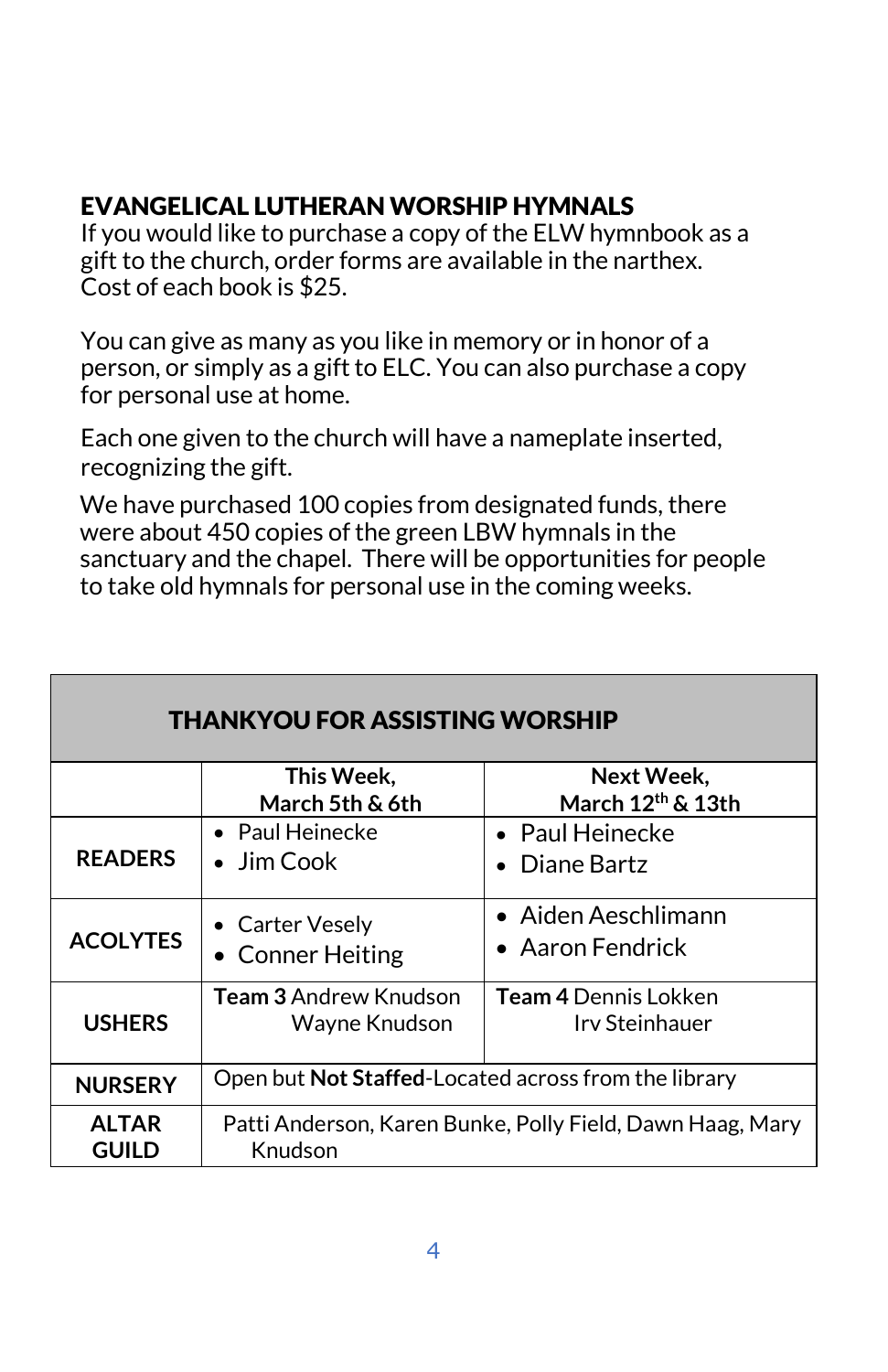## EVANGELICAL LUTHERAN WORSHIP HYMNALS

If you would like to purchase a copy of the ELW hymnbook as a gift to the church, order forms are available in the narthex. Cost of each book is $25.

You can give as many as you like in memory or in honor of a person, or simply as a gift to ELC. You can also purchase a copy for personal use at home.

Each one given to the church will have a nameplate inserted, recognizing the gift.

We have purchased 100 copies from designated funds, there were about 450 copies of the green LBW hymnals in the sanctuary and the chapel. There will be opportunities for people to take old hymnals for personal use in the coming weeks.

## THANKYOU FOR ASSISTING WORSHIP

| | This Week, March 5th & 6th | Next Week, March 12th & 13th |
|---|---|---|
| **READERS** | • Paul Heinecke<br>• Jim Cook | • Paul Heinecke<br>• Diane Bartz |
| **ACOLYTES** | • Carter Vesely<br>• Conner Heiting | • Aiden Aeschlimann<br>• Aaron Fendrick |
| **USHERS** | **Team 3** Andrew Knudson<br>Wayne Knudson | **Team 4** Dennis Lokken<br>Irv Steinhauer |
| **NURSERY** | Open but **Not Staffed**-Located across from the library | |
| **ALTAR GUILD** | Patti Anderson, Karen Bunke, Polly Field, Dawn Haag, Mary Knudson | |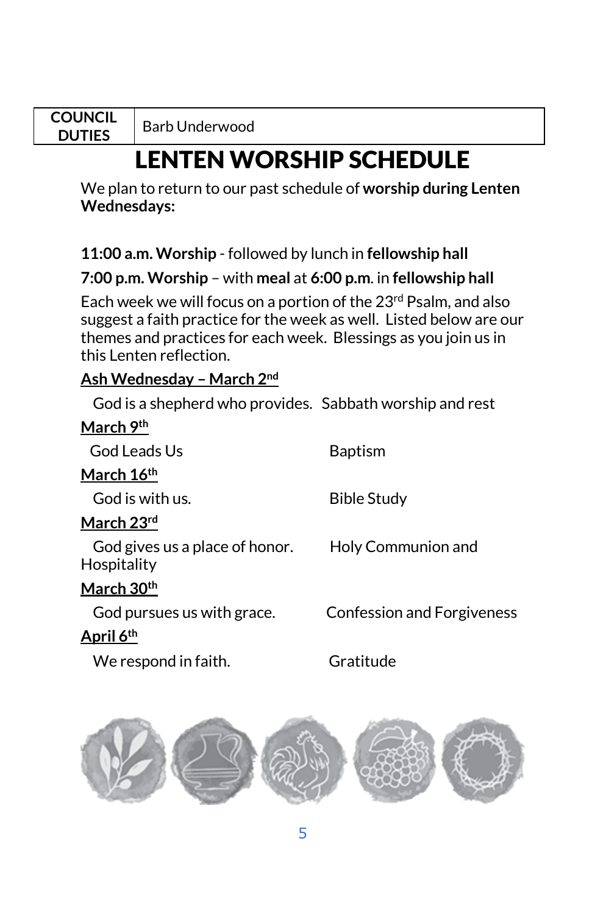| COUNCIL DUTIES | Barb Underwood |
| --- | --- |

# LENTEN WORSHIP SCHEDULE

We plan to return to our past schedule of **worship during Lenten Wednesdays:**

**11:00 a.m. Worship** - followed by lunch in **fellowship hall**

**7:00 p.m. Worship** – with **meal** at **6:00 p.m**. in **fellowship hall**

Each week we will focus on a portion of the 23rd Psalm, and also suggest a faith practice for the week as well. Listed below are our themes and practices for each week. Blessings as you join us in this Lenten reflection.

**Ash Wednesday – March 2nd**

God is a shepherd who provides. Sabbath worship and rest

**March 9th**

God Leads Us — Baptism

**March 16th**

God is with us. — Bible Study

**March 23rd**

God gives us a place of honor. — Holy Communion and Hospitality

**March 30th**

God pursues us with grace. — Confession and Forgiveness

**April 6th**

We respond in faith. — Gratitude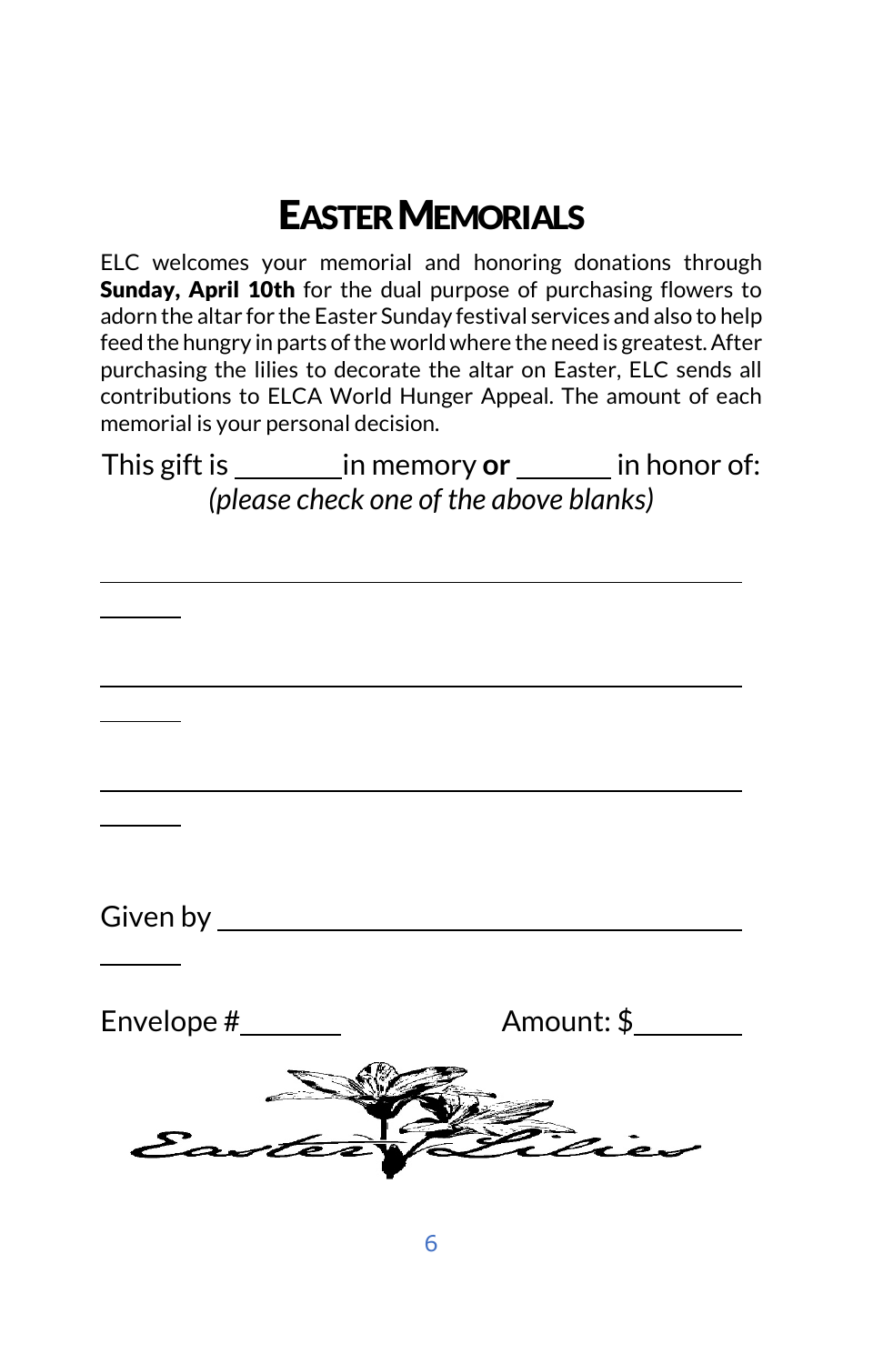# EASTER MEMORIALS

ELC welcomes your memorial and honoring donations through **Sunday, April 10th** for the dual purpose of purchasing flowers to adorn the altar for the Easter Sunday festival services and also to help feed the hungry in parts of the world where the need is greatest. After purchasing the lilies to decorate the altar on Easter, ELC sends all contributions to ELCA World Hunger Appeal. The amount of each memorial is your personal decision.

This gift is ________ in memory **or** _______ in honor of:
*(please check one of the above blanks)*

______________________________________________________

______________________________________________________

______________________________________________________

Given by ______________________________________________

Envelope #________ Amount: $________

Easter Lilies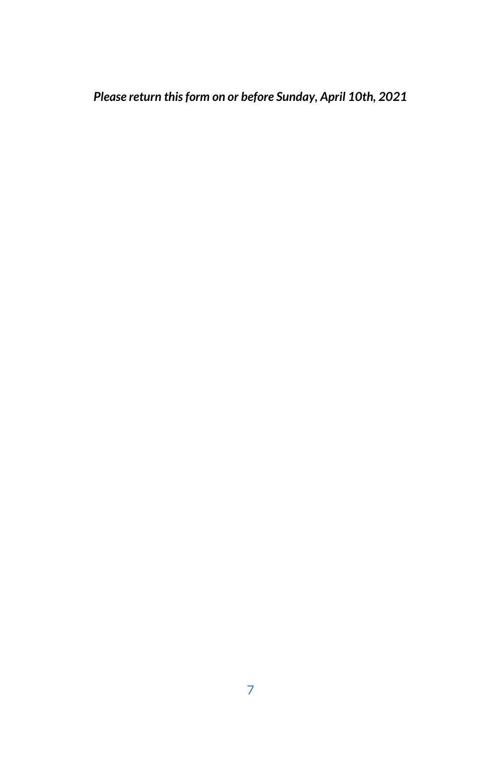*Please return this form on or before Sunday, April 10th, 2021*